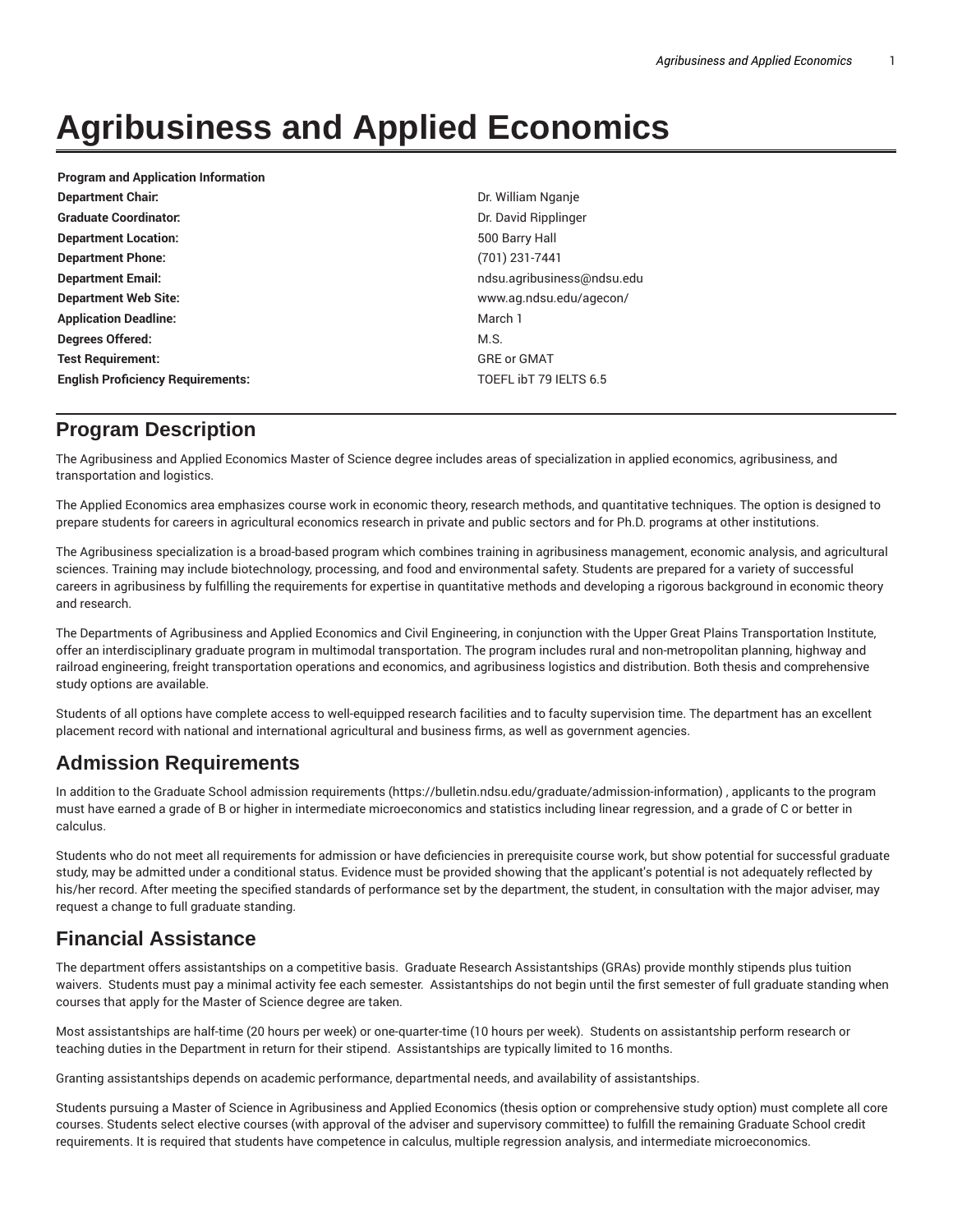# Agribusiness and Applied Economics

| Program and Application Information | |
|---|---|
| **Department Chair:** | Dr. William Nganje |
| **Graduate Coordinator:** | Dr. David Ripplinger |
| **Department Location:** | 500 Barry Hall |
| **Department Phone:** | (701) 231-7441 |
| **Department Email:** | ndsu.agribusiness@ndsu.edu |
| **Department Web Site:** | www.ag.ndsu.edu/agecon/ |
| **Application Deadline:** | March 1 |
| **Degrees Offered:** | M.S. |
| **Test Requirement:** | GRE or GMAT |
| **English Proficiency Requirements:** | TOEFL ibT 79 IELTS 6.5 |

## Program Description

The Agribusiness and Applied Economics Master of Science degree includes areas of specialization in applied economics, agribusiness, and transportation and logistics.

The Applied Economics area emphasizes course work in economic theory, research methods, and quantitative techniques. The option is designed to prepare students for careers in agricultural economics research in private and public sectors and for Ph.D. programs at other institutions.

The Agribusiness specialization is a broad-based program which combines training in agribusiness management, economic analysis, and agricultural sciences. Training may include biotechnology, processing, and food and environmental safety. Students are prepared for a variety of successful careers in agribusiness by fulfilling the requirements for expertise in quantitative methods and developing a rigorous background in economic theory and research.

The Departments of Agribusiness and Applied Economics and Civil Engineering, in conjunction with the Upper Great Plains Transportation Institute, offer an interdisciplinary graduate program in multimodal transportation. The program includes rural and non-metropolitan planning, highway and railroad engineering, freight transportation operations and economics, and agribusiness logistics and distribution. Both thesis and comprehensive study options are available.

Students of all options have complete access to well-equipped research facilities and to faculty supervision time. The department has an excellent placement record with national and international agricultural and business firms, as well as government agencies.

## Admission Requirements

In addition to the Graduate School admission requirements (https://bulletin.ndsu.edu/graduate/admission-information) , applicants to the program must have earned a grade of B or higher in intermediate microeconomics and statistics including linear regression, and a grade of C or better in calculus.

Students who do not meet all requirements for admission or have deficiencies in prerequisite course work, but show potential for successful graduate study, may be admitted under a conditional status. Evidence must be provided showing that the applicant's potential is not adequately reflected by his/her record. After meeting the specified standards of performance set by the department, the student, in consultation with the major adviser, may request a change to full graduate standing.

## Financial Assistance

The department offers assistantships on a competitive basis. Graduate Research Assistantships (GRAs) provide monthly stipends plus tuition waivers. Students must pay a minimal activity fee each semester. Assistantships do not begin until the first semester of full graduate standing when courses that apply for the Master of Science degree are taken.

Most assistantships are half-time (20 hours per week) or one-quarter-time (10 hours per week). Students on assistantship perform research or teaching duties in the Department in return for their stipend. Assistantships are typically limited to 16 months.

Granting assistantships depends on academic performance, departmental needs, and availability of assistantships.

Students pursuing a Master of Science in Agribusiness and Applied Economics (thesis option or comprehensive study option) must complete all core courses. Students select elective courses (with approval of the adviser and supervisory committee) to fulfill the remaining Graduate School credit requirements. It is required that students have competence in calculus, multiple regression analysis, and intermediate microeconomics.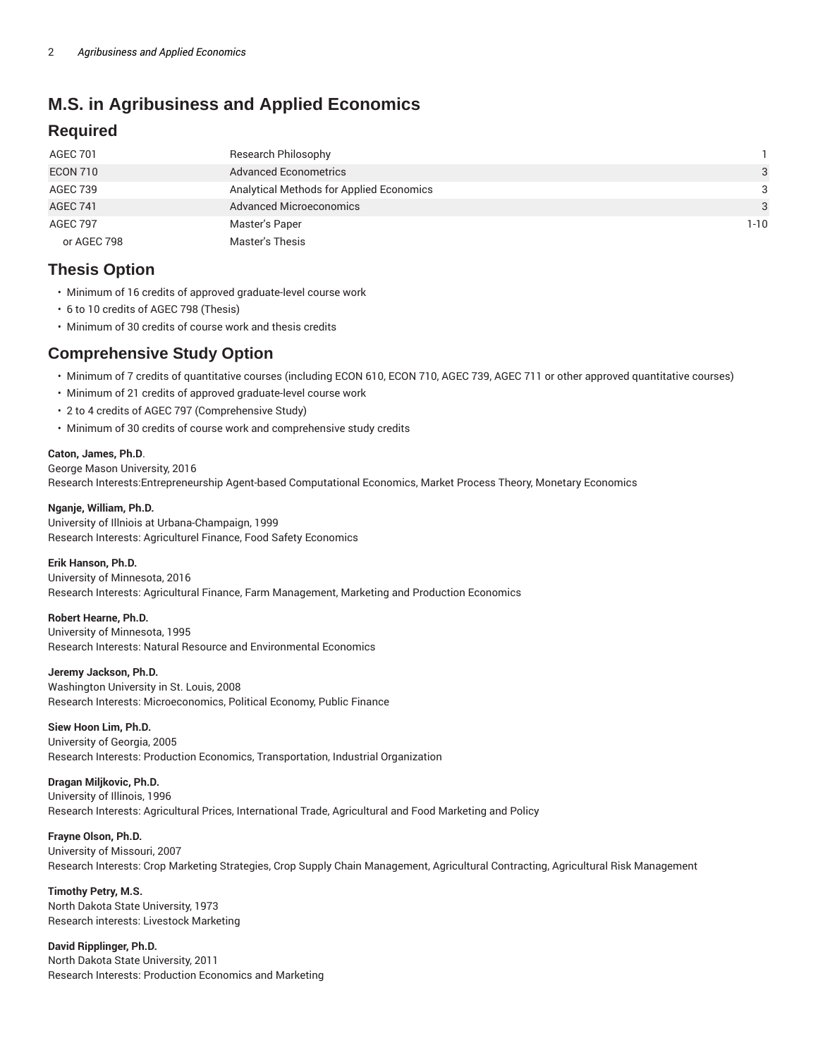## M.S. in Agribusiness and Applied Economics

### Required

| | | |
|---|---|---|
| AGEC 701 | Research Philosophy | 1 |
| ECON 710 | Advanced Econometrics | 3 |
| AGEC 739 | Analytical Methods for Applied Economics | 3 |
| AGEC 741 | Advanced Microeconomics | 3 |
| AGEC 797 | Master's Paper | 1-10 |
| or AGEC 798 | Master's Thesis | |

### Thesis Option

- Minimum of 16 credits of approved graduate-level course work
- 6 to 10 credits of AGEC 798 (Thesis)
- Minimum of 30 credits of course work and thesis credits

### Comprehensive Study Option

- Minimum of 7 credits of quantitative courses (including ECON 610, ECON 710, AGEC 739, AGEC 711 or other approved quantitative courses)
- Minimum of 21 credits of approved graduate-level course work
- 2 to 4 credits of AGEC 797 (Comprehensive Study)
- Minimum of 30 credits of course work and comprehensive study credits

**Caton, James, Ph.D**.
George Mason University, 2016
Research Interests:Entrepreneurship Agent-based Computational Economics, Market Process Theory, Monetary Economics

**Nganje, William, Ph.D.**
University of Illniois at Urbana-Champaign, 1999
Research Interests: Agriculturel Finance, Food Safety Economics

**Erik Hanson, Ph.D.**
University of Minnesota, 2016
Research Interests: Agricultural Finance, Farm Management, Marketing and Production Economics

**Robert Hearne, Ph.D.**
University of Minnesota, 1995
Research Interests: Natural Resource and Environmental Economics

**Jeremy Jackson, Ph.D.**
Washington University in St. Louis, 2008
Research Interests: Microeconomics, Political Economy, Public Finance

**Siew Hoon Lim, Ph.D.**
University of Georgia, 2005
Research Interests: Production Economics, Transportation, Industrial Organization

**Dragan Miljkovic, Ph.D.**
University of Illinois, 1996
Research Interests: Agricultural Prices, International Trade, Agricultural and Food Marketing and Policy

**Frayne Olson, Ph.D.**
University of Missouri, 2007
Research Interests: Crop Marketing Strategies, Crop Supply Chain Management, Agricultural Contracting, Agricultural Risk Management

**Timothy Petry, M.S.**
North Dakota State University, 1973
Research interests: Livestock Marketing

**David Ripplinger, Ph.D.**
North Dakota State University, 2011
Research Interests: Production Economics and Marketing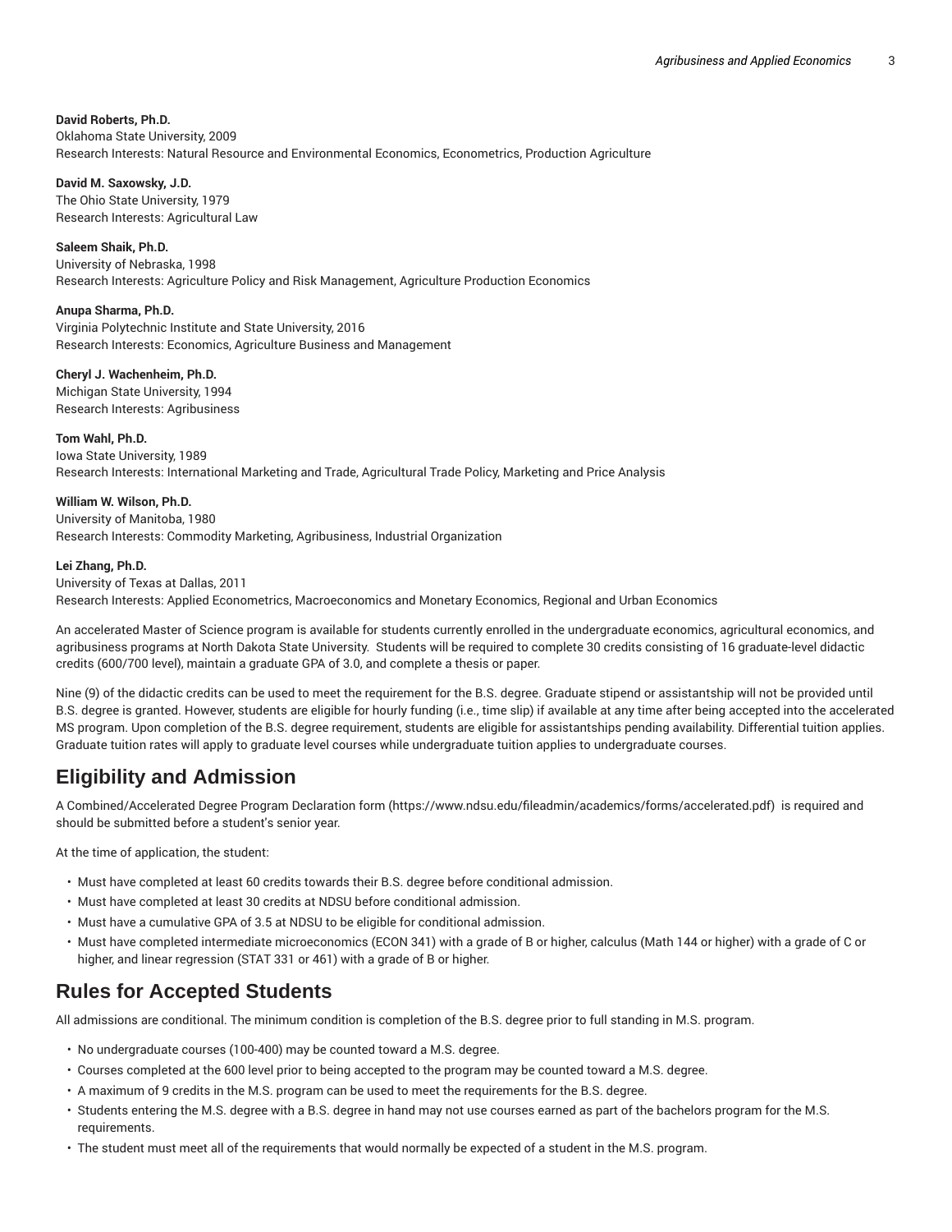**David Roberts, Ph.D.**
Oklahoma State University, 2009
Research Interests: Natural Resource and Environmental Economics, Econometrics, Production Agriculture

**David M. Saxowsky, J.D.**
The Ohio State University, 1979
Research Interests: Agricultural Law

**Saleem Shaik, Ph.D.**
University of Nebraska, 1998
Research Interests: Agriculture Policy and Risk Management, Agriculture Production Economics

**Anupa Sharma, Ph.D.**
Virginia Polytechnic Institute and State University, 2016
Research Interests: Economics, Agriculture Business and Management

**Cheryl J. Wachenheim, Ph.D.**
Michigan State University, 1994
Research Interests: Agribusiness

**Tom Wahl, Ph.D.**
Iowa State University, 1989
Research Interests: International Marketing and Trade, Agricultural Trade Policy, Marketing and Price Analysis

**William W. Wilson, Ph.D.**
University of Manitoba, 1980
Research Interests: Commodity Marketing, Agribusiness, Industrial Organization

**Lei Zhang, Ph.D.**
University of Texas at Dallas, 2011
Research Interests: Applied Econometrics, Macroeconomics and Monetary Economics, Regional and Urban Economics

An accelerated Master of Science program is available for students currently enrolled in the undergraduate economics, agricultural economics, and agribusiness programs at North Dakota State University. Students will be required to complete 30 credits consisting of 16 graduate-level didactic credits (600/700 level), maintain a graduate GPA of 3.0, and complete a thesis or paper.

Nine (9) of the didactic credits can be used to meet the requirement for the B.S. degree. Graduate stipend or assistantship will not be provided until B.S. degree is granted. However, students are eligible for hourly funding (i.e., time slip) if available at any time after being accepted into the accelerated MS program. Upon completion of the B.S. degree requirement, students are eligible for assistantships pending availability. Differential tuition applies. Graduate tuition rates will apply to graduate level courses while undergraduate tuition applies to undergraduate courses.

## Eligibility and Admission

A Combined/Accelerated Degree Program Declaration form (https://www.ndsu.edu/fileadmin/academics/forms/accelerated.pdf) is required and should be submitted before a student's senior year.

At the time of application, the student:

- Must have completed at least 60 credits towards their B.S. degree before conditional admission.
- Must have completed at least 30 credits at NDSU before conditional admission.
- Must have a cumulative GPA of 3.5 at NDSU to be eligible for conditional admission.
- Must have completed intermediate microeconomics (ECON 341) with a grade of B or higher, calculus (Math 144 or higher) with a grade of C or higher, and linear regression (STAT 331 or 461) with a grade of B or higher.

## Rules for Accepted Students

All admissions are conditional. The minimum condition is completion of the B.S. degree prior to full standing in M.S. program.

- No undergraduate courses (100-400) may be counted toward a M.S. degree.
- Courses completed at the 600 level prior to being accepted to the program may be counted toward a M.S. degree.
- A maximum of 9 credits in the M.S. program can be used to meet the requirements for the B.S. degree.
- Students entering the M.S. degree with a B.S. degree in hand may not use courses earned as part of the bachelors program for the M.S. requirements.
- The student must meet all of the requirements that would normally be expected of a student in the M.S. program.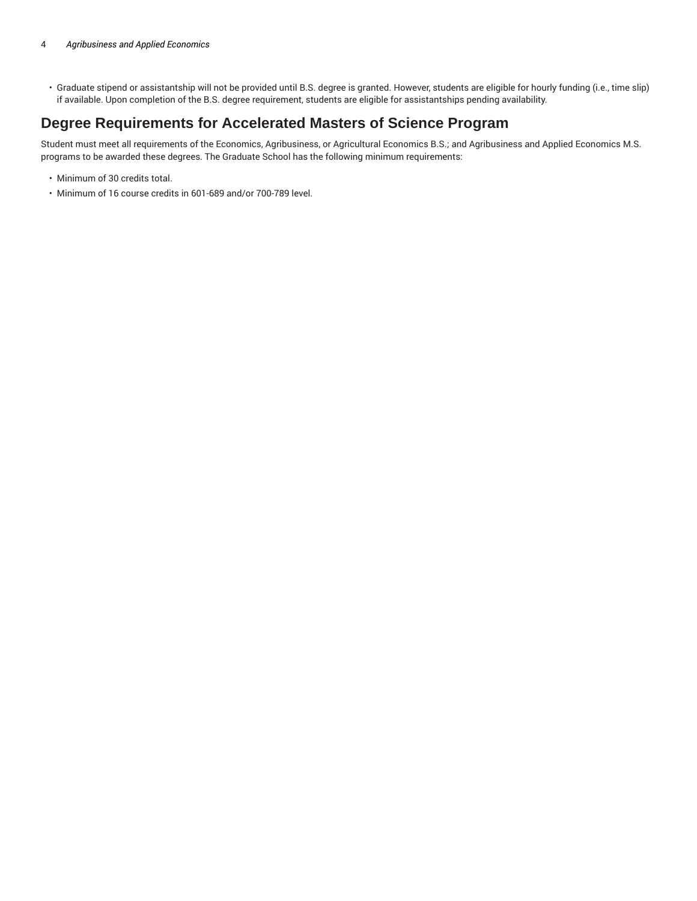- Graduate stipend or assistantship will not be provided until B.S. degree is granted. However, students are eligible for hourly funding (i.e., time slip) if available. Upon completion of the B.S. degree requirement, students are eligible for assistantships pending availability.

## Degree Requirements for Accelerated Masters of Science Program

Student must meet all requirements of the Economics, Agribusiness, or Agricultural Economics B.S.; and Agribusiness and Applied Economics M.S. programs to be awarded these degrees. The Graduate School has the following minimum requirements:

- Minimum of 30 credits total.
- Minimum of 16 course credits in 601-689 and/or 700-789 level.